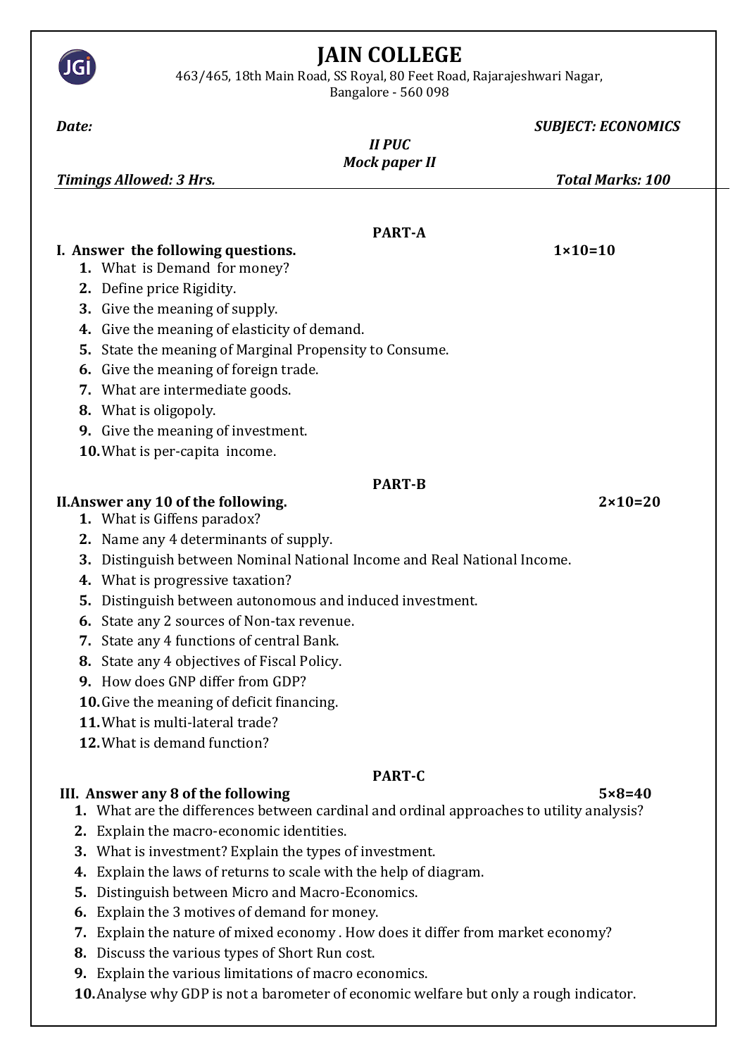# JAIN COLLEGE

463/465, 18th Main Road, SS Royal, 80 Feet Road, Rajarajeshwari Nagar,
Bangalore - 560 098

***Date:*** ***SUBJECT: ECONOMICS***

***II PUC***

***Mock paper II***

***Timings Allowed: 3 Hrs.*** ***Total Marks: 100***

## PART-A

**I. Answer the following questions.** **1×10=10**

1. What is Demand for money?
2. Define price Rigidity.
3. Give the meaning of supply.
4. Give the meaning of elasticity of demand.
5. State the meaning of Marginal Propensity to Consume.
6. Give the meaning of foreign trade.
7. What are intermediate goods.
8. What is oligopoly.
9. Give the meaning of investment.
10. What is per-capita income.

## PART-B

**II. Answer any 10 of the following.** **2×10=20**

1. What is Giffens paradox?
2. Name any 4 determinants of supply.
3. Distinguish between Nominal National Income and Real National Income.
4. What is progressive taxation?
5. Distinguish between autonomous and induced investment.
6. State any 2 sources of Non-tax revenue.
7. State any 4 functions of central Bank.
8. State any 4 objectives of Fiscal Policy.
9. How does GNP differ from GDP?
10. Give the meaning of deficit financing.
11. What is multi-lateral trade?
12. What is demand function?

## PART-C

**III. Answer any 8 of the following** **5×8=40**

1. What are the differences between cardinal and ordinal approaches to utility analysis?
2. Explain the macro-economic identities.
3. What is investment? Explain the types of investment.
4. Explain the laws of returns to scale with the help of diagram.
5. Distinguish between Micro and Macro-Economics.
6. Explain the 3 motives of demand for money.
7. Explain the nature of mixed economy . How does it differ from market economy?
8. Discuss the various types of Short Run cost.
9. Explain the various limitations of macro economics.
10. Analyse why GDP is not a barometer of economic welfare but only a rough indicator.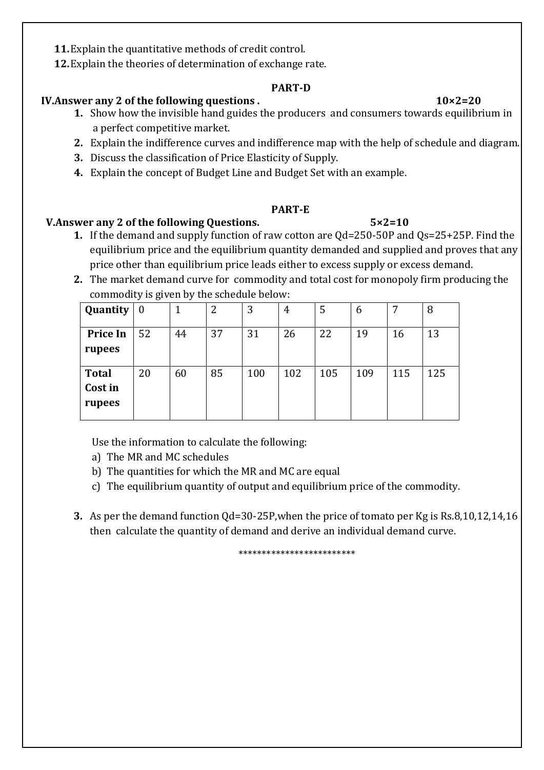11. Explain the quantitative methods of credit control.
12. Explain the theories of determination of exchange rate.

## PART-D

**IV. Answer any 2 of the following questions . 10×2=20**

1. Show how the invisible hand guides the producers and consumers towards equilibrium in a perfect competitive market.
2. Explain the indifference curves and indifference map with the help of schedule and diagram.
3. Discuss the classification of Price Elasticity of Supply.
4. Explain the concept of Budget Line and Budget Set with an example.

## PART-E

**V. Answer any 2 of the following Questions. 5×2=10**

1. If the demand and supply function of raw cotton are Qd=250-50P and Qs=25+25P. Find the equilibrium price and the equilibrium quantity demanded and supplied and proves that any price other than equilibrium price leads either to excess supply or excess demand.
2. The market demand curve for commodity and total cost for monopoly firm producing the commodity is given by the schedule below:

| **Quantity** | 0 | 1 | 2 | 3 | 4 | 5 | 6 | 7 | 8 |
|---|---|---|---|---|---|---|---|---|---|
| **Price In rupees** | 52 | 44 | 37 | 31 | 26 | 22 | 19 | 16 | 13 |
| **Total Cost in rupees** | 20 | 60 | 85 | 100 | 102 | 105 | 109 | 115 | 125 |

Use the information to calculate the following:

a) The MR and MC schedules
b) The quantities for which the MR and MC are equal
c) The equilibrium quantity of output and equilibrium price of the commodity.

3. As per the demand function Qd=30-25P, when the price of tomato per Kg is Rs.8,10,12,14,16 then calculate the quantity of demand and derive an individual demand curve.

*************************